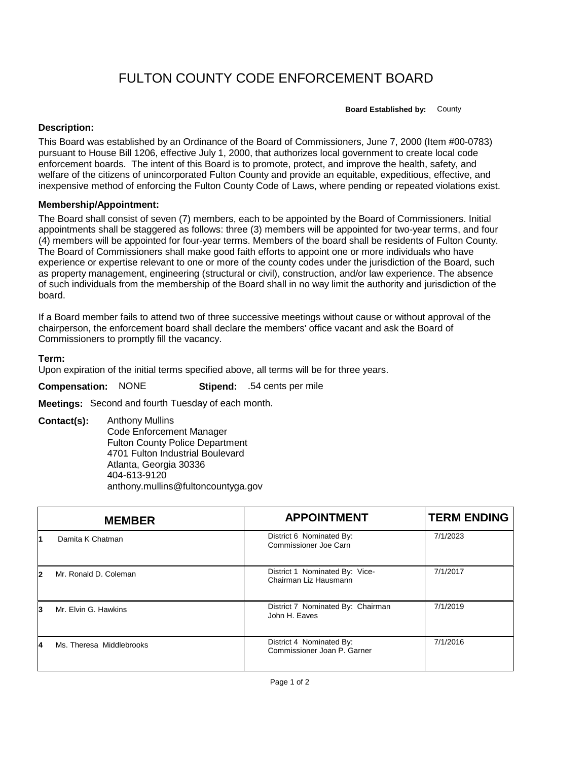# FULTON COUNTY CODE ENFORCEMENT BOARD

**Board Established by:** County

**Description:**

This Board was established by an Ordinance of the Board of Commissioners, June 7, 2000 (Item #00-0783) pursuant to House Bill 1206, effective July 1, 2000, that authorizes local government to create local code enforcement boards. The intent of this Board is to promote, protect, and improve the health, safety, and welfare of the citizens of unincorporated Fulton County and provide an equitable, expeditious, effective, and inexpensive method of enforcing the Fulton County Code of Laws, where pending or repeated violations exist.

**Membership/Appointment:**

The Board shall consist of seven (7) members, each to be appointed by the Board of Commissioners. Initial appointments shall be staggered as follows: three (3) members will be appointed for two-year terms, and four (4) members will be appointed for four-year terms. Members of the board shall be residents of Fulton County. The Board of Commissioners shall make good faith efforts to appoint one or more individuals who have experience or expertise relevant to one or more of the county codes under the jurisdiction of the Board, such as property management, engineering (structural or civil), construction, and/or law experience. The absence of such individuals from the membership of the Board shall in no way limit the authority and jurisdiction of the board.

If a Board member fails to attend two of three successive meetings without cause or without approval of the chairperson, the enforcement board shall declare the members' office vacant and ask the Board of Commissioners to promptly fill the vacancy.

**Term:**

Upon expiration of the initial terms specified above, all terms will be for three years.

**Compensation:** NONE **Stipend:** .54 cents per mile

**Meetings:** Second and fourth Tuesday of each month.

**Contact(s):**
Anthony Mullins
Code Enforcement Manager
Fulton County Police Department
4701 Fulton Industrial Boulevard
Atlanta, Georgia 30336
404-613-9120
anthony.mullins@fultoncountyga.gov

| | MEMBER | APPOINTMENT | TERM ENDING |
|---|---|---|---|
| 1 | Damita K Chatman | District 6 Nominated By: Commissioner Joe Carn | 7/1/2023 |
| 2 | Mr. Ronald D. Coleman | District 1 Nominated By: Vice-Chairman Liz Hausmann | 7/1/2017 |
| 3 | Mr. Elvin G. Hawkins | District 7 Nominated By: Chairman John H. Eaves | 7/1/2019 |
| 4 | Ms. Theresa Middlebrooks | District 4 Nominated By: Commissioner Joan P. Garner | 7/1/2016 |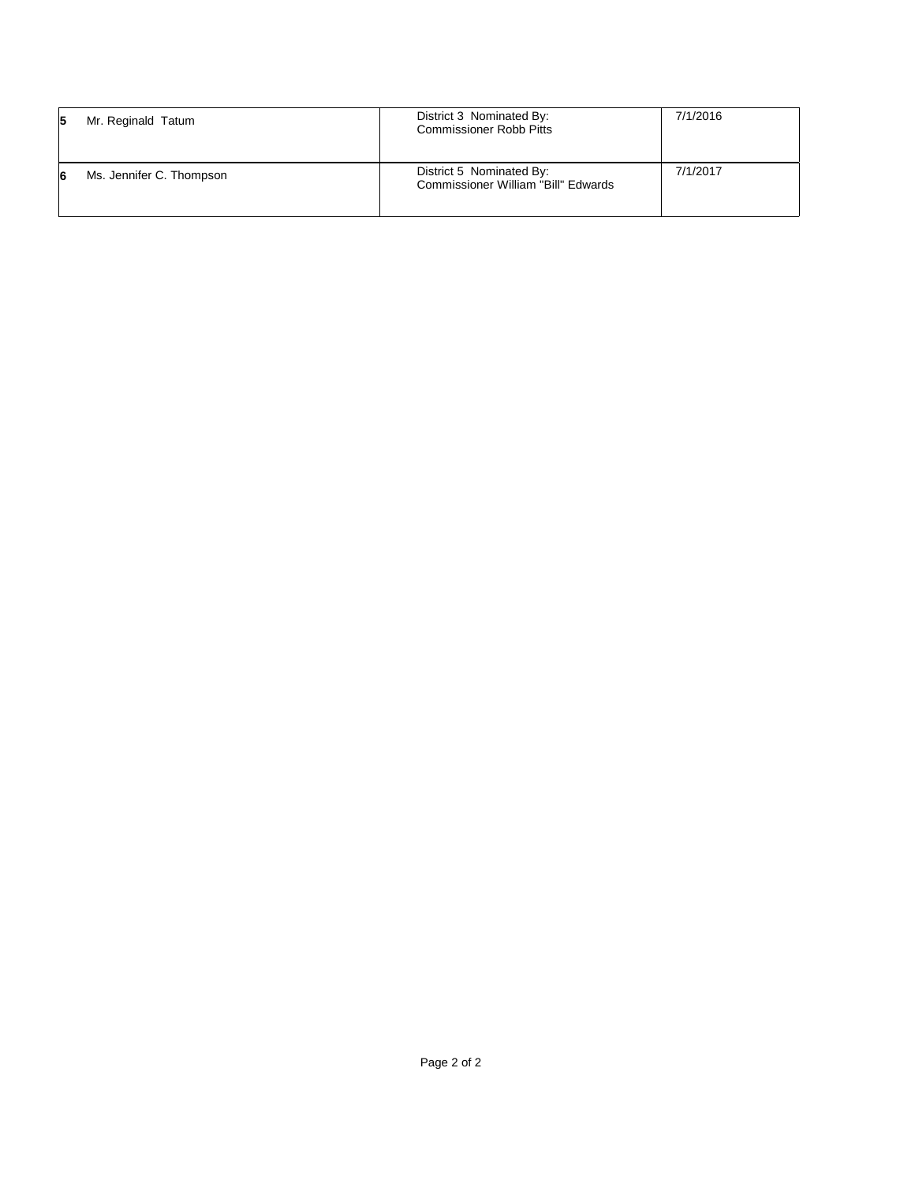| | | | |
|---|---|---|---|
| **5** | Mr. Reginald Tatum | District 3 Nominated By: Commissioner Robb Pitts | 7/1/2016 |
| **6** | Ms. Jennifer C. Thompson | District 5 Nominated By: Commissioner William "Bill" Edwards | 7/1/2017 |